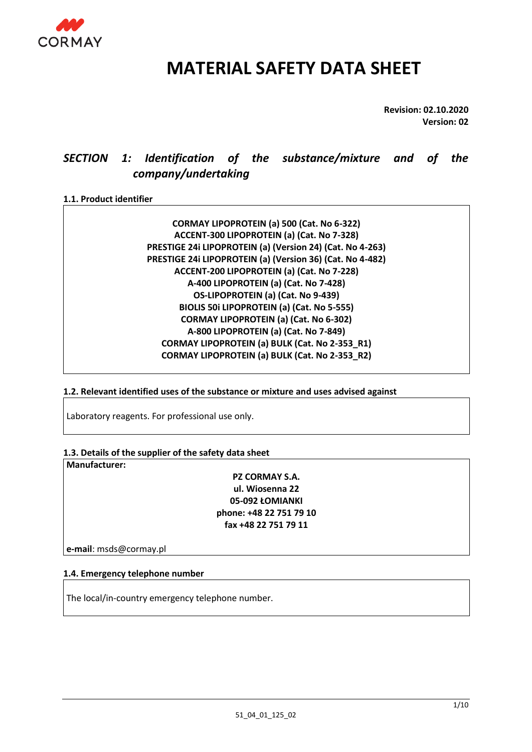CORMAY

# MATERIAL SAFETY DATA SHEET

**Revision: 02.10.2020**
**Version: 02**

## *SECTION 1: Identification of the substance/mixture and of the company/undertaking*

### 1.1. Product identifier

**CORMAY LIPOPROTEIN (a) 500 (Cat. No 6-322)**
**ACCENT-300 LIPOPROTEIN (a) (Cat. No 7-328)**
**PRESTIGE 24i LIPOPROTEIN (a) (Version 24) (Cat. No 4-263)**
**PRESTIGE 24i LIPOPROTEIN (a) (Version 36) (Cat. No 4-482)**
**ACCENT-200 LIPOPROTEIN (a) (Cat. No 7-228)**
**A-400 LIPOPROTEIN (a) (Cat. No 7-428)**
**OS-LIPOPROTEIN (a) (Cat. No 9-439)**
**BIOLIS 50i LIPOPROTEIN (a) (Cat. No 5-555)**
**CORMAY LIPOPROTEIN (a) (Cat. No 6-302)**
**A-800 LIPOPROTEIN (a) (Cat. No 7-849)**
**CORMAY LIPOPROTEIN (a) BULK (Cat. No 2-353_R1)**
**CORMAY LIPOPROTEIN (a) BULK (Cat. No 2-353_R2)**

### 1.2. Relevant identified uses of the substance or mixture and uses advised against

Laboratory reagents. For professional use only.

### 1.3. Details of the supplier of the safety data sheet

**Manufacturer:**

**PZ CORMAY S.A.**
**ul. Wiosenna 22**
**05-092 ŁOMIANKI**
**phone: +48 22 751 79 10**
**fax +48 22 751 79 11**

**e-mail**: msds@cormay.pl

### 1.4. Emergency telephone number

The local/in-country emergency telephone number.

51_04_01_125_02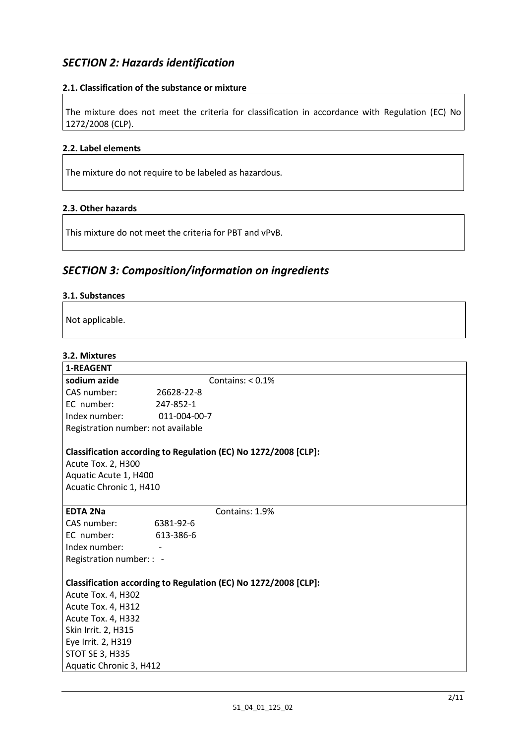## *SECTION 2: Hazards identification*

### 2.1. Classification of the substance or mixture

The mixture does not meet the criteria for classification in accordance with Regulation (EC) No 1272/2008 (CLP).

### 2.2. Label elements

The mixture do not require to be labeled as hazardous.

### 2.3. Other hazards

This mixture do not meet the criteria for PBT and vPvB.

## *SECTION 3: Composition/information on ingredients*

### 3.1. Substances

Not applicable.

### 3.2. Mixtures

**1-REAGENT**

**sodium azide** Contains: < 0.1%

CAS number: 26628-22-8
EC number: 247-852-1
Index number: 011-004-00-7
Registration number: not available

**Classification according to Regulation (EC) No 1272/2008 [CLP]:**

Acute Tox. 2, H300
Aquatic Acute 1, H400
Acuatic Chronic 1, H410

**EDTA 2Na** Contains: 1.9%

CAS number: 6381-92-6
EC number: 613-386-6
Index number: -
Registration number: : -

**Classification according to Regulation (EC) No 1272/2008 [CLP]:**

Acute Tox. 4, H302
Acute Tox. 4, H312
Acute Tox. 4, H332
Skin Irrit. 2, H315
Eye Irrit. 2, H319
STOT SE 3, H335
Aquatic Chronic 3, H412

51_04_01_125_02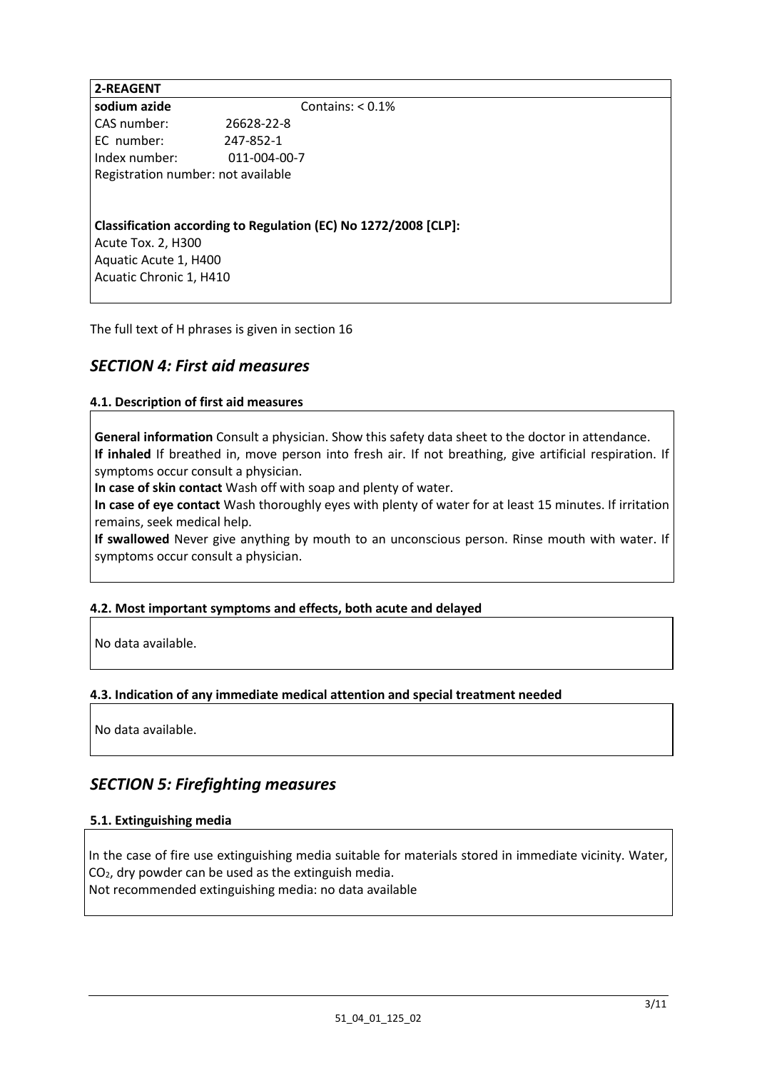**2-REAGENT**

**sodium azide** Contains: < 0.1%

CAS number: 26628-22-8
EC number: 247-852-1
Index number: 011-004-00-7
Registration number: not available

**Classification according to Regulation (EC) No 1272/2008 [CLP]:**
Acute Tox. 2, H300
Aquatic Acute 1, H400
Acuatic Chronic 1, H410

The full text of H phrases is given in section 16

## *SECTION 4: First aid measures*

### 4.1. Description of first aid measures

**General information** Consult a physician. Show this safety data sheet to the doctor in attendance.
**If inhaled** If breathed in, move person into fresh air. If not breathing, give artificial respiration. If symptoms occur consult a physician.
**In case of skin contact** Wash off with soap and plenty of water.
**In case of eye contact** Wash thoroughly eyes with plenty of water for at least 15 minutes. If irritation remains, seek medical help.
**If swallowed** Never give anything by mouth to an unconscious person. Rinse mouth with water. If symptoms occur consult a physician.

### 4.2. Most important symptoms and effects, both acute and delayed

No data available.

### 4.3. Indication of any immediate medical attention and special treatment needed

No data available.

## *SECTION 5: Firefighting measures*

### 5.1. Extinguishing media

In the case of fire use extinguishing media suitable for materials stored in immediate vicinity. Water, $CO_2$, dry powder can be used as the extinguish media.
Not recommended extinguishing media: no data available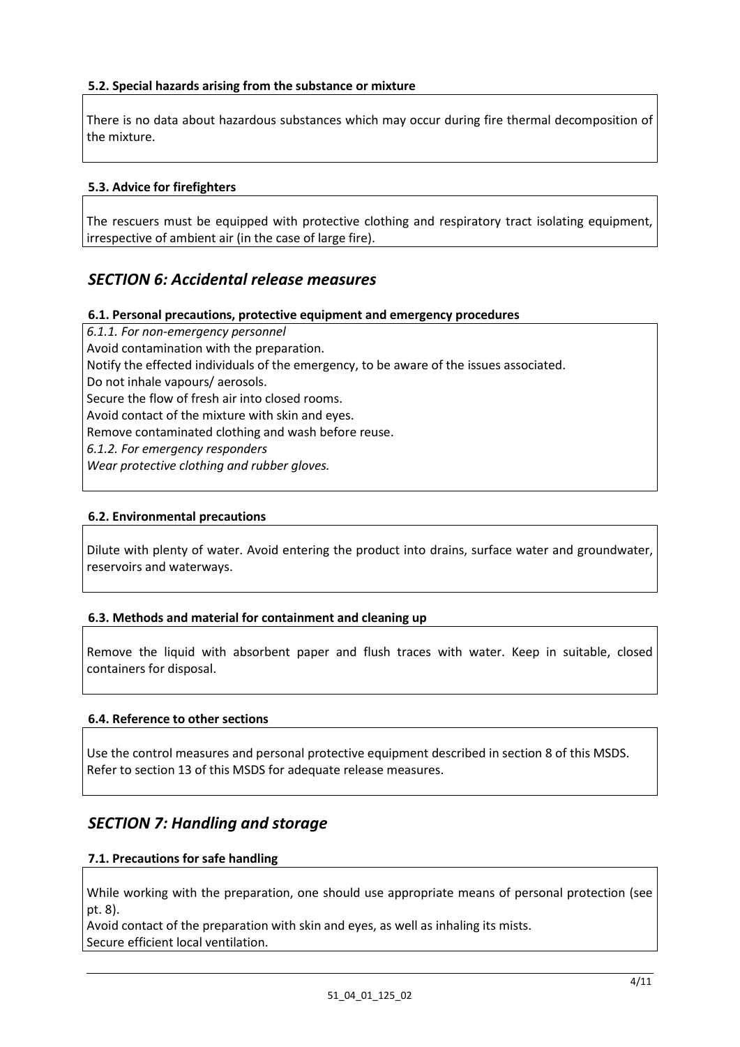### 5.2. Special hazards arising from the substance or mixture

There is no data about hazardous substances which may occur during fire thermal decomposition of the mixture.

### 5.3. Advice for firefighters

The rescuers must be equipped with protective clothing and respiratory tract isolating equipment, irrespective of ambient air (in the case of large fire).

## *SECTION 6: Accidental release measures*

### 6.1. Personal precautions, protective equipment and emergency procedures

*6.1.1. For non-emergency personnel*

Avoid contamination with the preparation.

Notify the effected individuals of the emergency, to be aware of the issues associated.

Do not inhale vapours/ aerosols.

Secure the flow of fresh air into closed rooms.

Avoid contact of the mixture with skin and eyes.

Remove contaminated clothing and wash before reuse.

*6.1.2. For emergency responders*

*Wear protective clothing and rubber gloves.*

### 6.2. Environmental precautions

Dilute with plenty of water. Avoid entering the product into drains, surface water and groundwater, reservoirs and waterways.

### 6.3. Methods and material for containment and cleaning up

Remove the liquid with absorbent paper and flush traces with water. Keep in suitable, closed containers for disposal.

### 6.4. Reference to other sections

Use the control measures and personal protective equipment described in section 8 of this MSDS.
Refer to section 13 of this MSDS for adequate release measures.

## *SECTION 7: Handling and storage*

### 7.1. Precautions for safe handling

While working with the preparation, one should use appropriate means of personal protection (see pt. 8).

Avoid contact of the preparation with skin and eyes, as well as inhaling its mists.

Secure efficient local ventilation.

51_04_01_125_02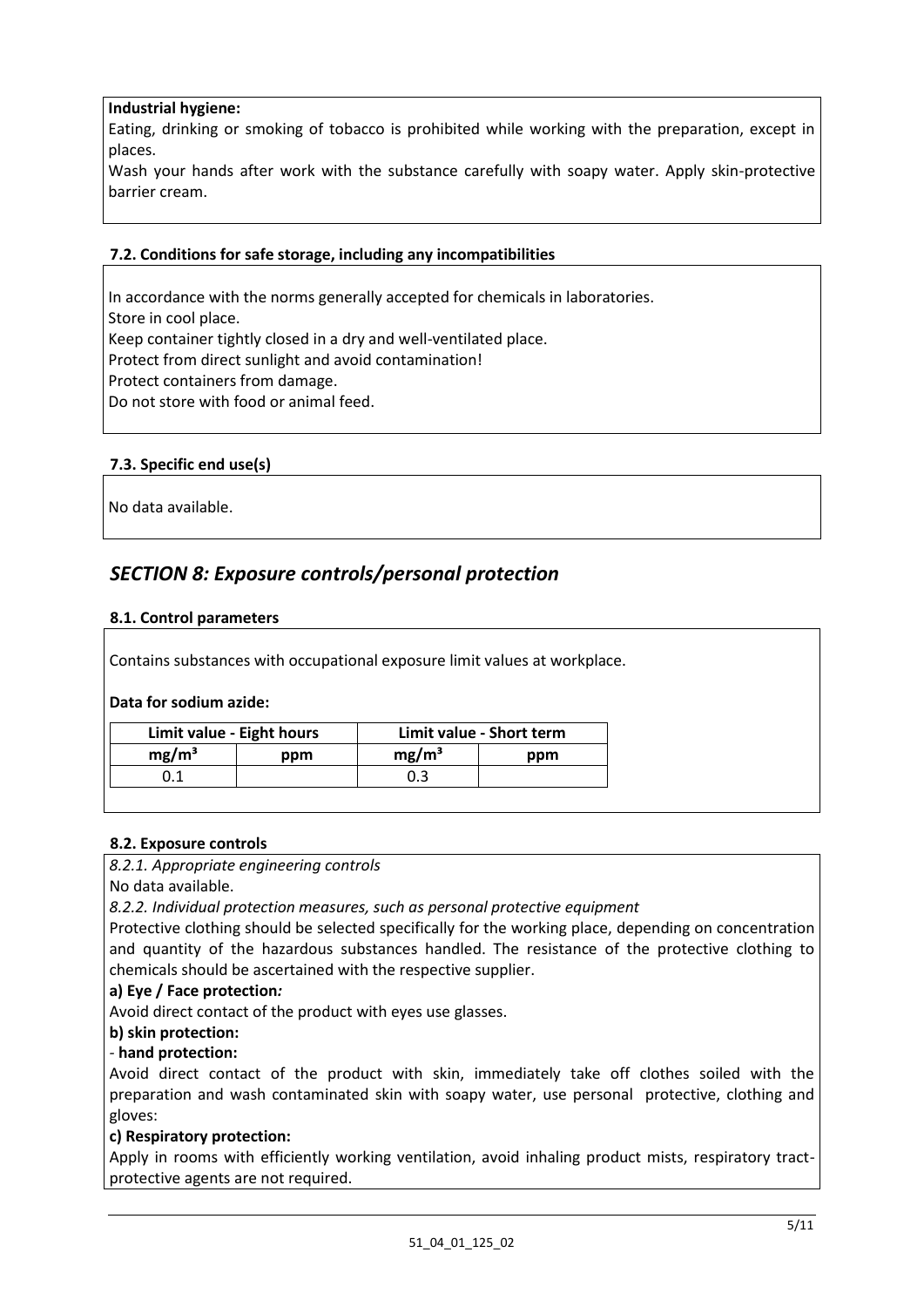**Industrial hygiene:**

Eating, drinking or smoking of tobacco is prohibited while working with the preparation, except in places.

Wash your hands after work with the substance carefully with soapy water. Apply skin-protective barrier cream.

### 7.2. Conditions for safe storage, including any incompatibilities

In accordance with the norms generally accepted for chemicals in laboratories.
Store in cool place.
Keep container tightly closed in a dry and well-ventilated place.
Protect from direct sunlight and avoid contamination!
Protect containers from damage.
Do not store with food or animal feed.

### 7.3. Specific end use(s)

No data available.

## *SECTION 8: Exposure controls/personal protection*

### 8.1. Control parameters

Contains substances with occupational exposure limit values at workplace.

**Data for sodium azide:**

| Limit value - Eight hours | | Limit value - Short term | |
|---|---|---|---|
| mg/m³ | ppm | mg/m³ | ppm |
| 0.1 | | 0.3 | |

### 8.2. Exposure controls

*8.2.1. Appropriate engineering controls*

No data available.

*8.2.2. Individual protection measures, such as personal protective equipment*

Protective clothing should be selected specifically for the working place, depending on concentration and quantity of the hazardous substances handled. The resistance of the protective clothing to chemicals should be ascertained with the respective supplier.

**a) Eye / Face protection*:***

Avoid direct contact of the product with eyes use glasses.

**b) skin protection:**

- **hand protection:**

Avoid direct contact of the product with skin, immediately take off clothes soiled with the preparation and wash contaminated skin with soapy water, use personal protective, clothing and gloves:

**c) Respiratory protection:**

Apply in rooms with efficiently working ventilation, avoid inhaling product mists, respiratory tract-protective agents are not required.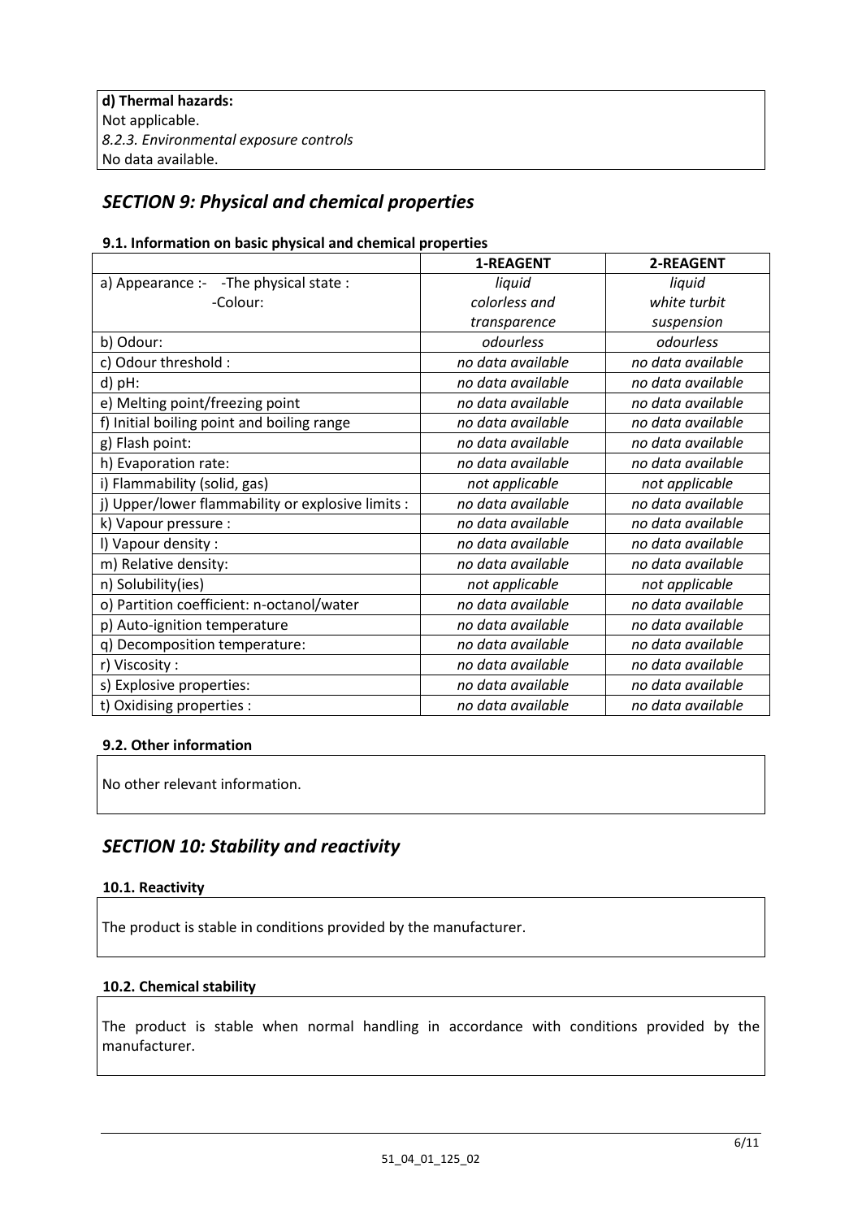**d) Thermal hazards:**
Not applicable.
*8.2.3. Environmental exposure controls*
No data available.

## *SECTION 9: Physical and chemical properties*

### 9.1. Information on basic physical and chemical properties

| | 1-REAGENT | 2-REAGENT |
|---|---|---|
| a) Appearance :- -The physical state :<br>-Colour: | *liquid*<br>*colorless and transparence* | *liquid*<br>*white turbit suspension* |
| b) Odour: | *odourless* | *odourless* |
| c) Odour threshold : | *no data available* | *no data available* |
| d) pH: | *no data available* | *no data available* |
| e) Melting point/freezing point | *no data available* | *no data available* |
| f) Initial boiling point and boiling range | *no data available* | *no data available* |
| g) Flash point: | *no data available* | *no data available* |
| h) Evaporation rate: | *no data available* | *no data available* |
| i) Flammability (solid, gas) | *not applicable* | *not applicable* |
| j) Upper/lower flammability or explosive limits : | *no data available* | *no data available* |
| k) Vapour pressure : | *no data available* | *no data available* |
| l) Vapour density : | *no data available* | *no data available* |
| m) Relative density: | *no data available* | *no data available* |
| n) Solubility(ies) | *not applicable* | *not applicable* |
| o) Partition coefficient: n-octanol/water | *no data available* | *no data available* |
| p) Auto-ignition temperature | *no data available* | *no data available* |
| q) Decomposition temperature: | *no data available* | *no data available* |
| r) Viscosity : | *no data available* | *no data available* |
| s) Explosive properties: | *no data available* | *no data available* |
| t) Oxidising properties : | *no data available* | *no data available* |

### 9.2. Other information

No other relevant information.

## *SECTION 10: Stability and reactivity*

### 10.1. Reactivity

The product is stable in conditions provided by the manufacturer.

### 10.2. Chemical stability

The product is stable when normal handling in accordance with conditions provided by the manufacturer.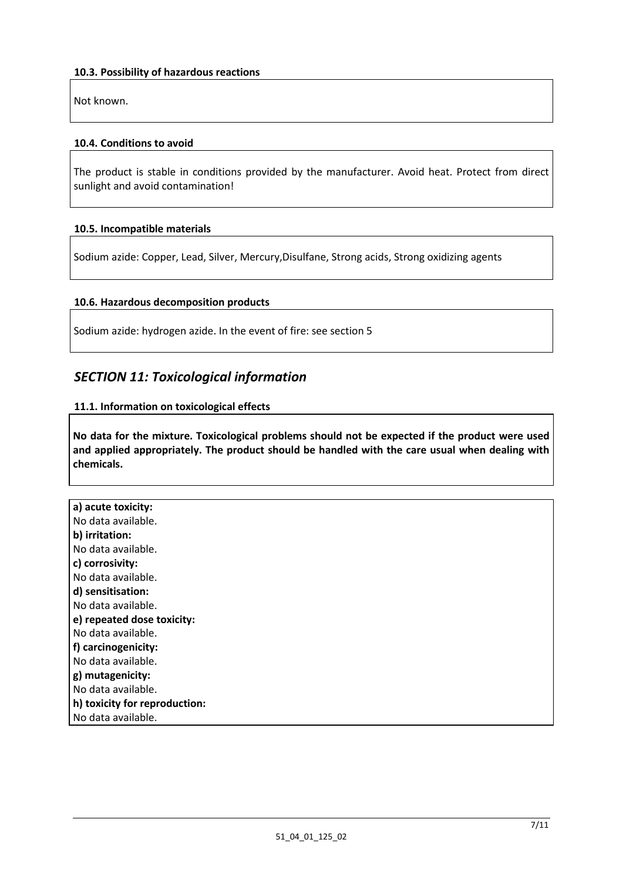#### 10.3. Possibility of hazardous reactions

Not known.

#### 10.4. Conditions to avoid

The product is stable in conditions provided by the manufacturer. Avoid heat. Protect from direct sunlight and avoid contamination!

#### 10.5. Incompatible materials

Sodium azide: Copper, Lead, Silver, Mercury,Disulfane, Strong acids, Strong oxidizing agents

#### 10.6. Hazardous decomposition products

Sodium azide: hydrogen azide. In the event of fire: see section 5

## *SECTION 11: Toxicological information*

#### 11.1. Information on toxicological effects

**No data for the mixture. Toxicological problems should not be expected if the product were used and applied appropriately. The product should be handled with the care usual when dealing with chemicals.**

**a) acute toxicity:**
No data available.
**b) irritation:**
No data available.
**c) corrosivity:**
No data available.
**d) sensitisation:**
No data available.
**e) repeated dose toxicity:**
No data available.
**f) carcinogenicity:**
No data available.
**g) mutagenicity:**
No data available.
**h) toxicity for reproduction:**
No data available.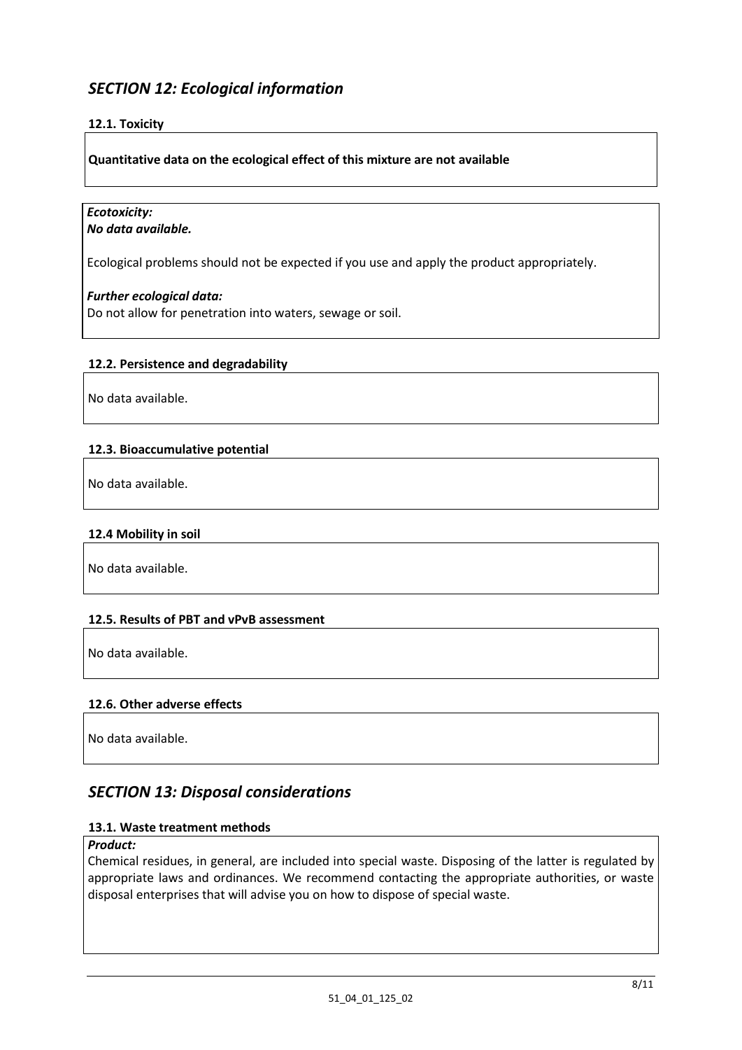## *SECTION 12: Ecological information*

### 12.1. Toxicity

**Quantitative data on the ecological effect of this mixture are not available**

***Ecotoxicity:***
***No data available.***

Ecological problems should not be expected if you use and apply the product appropriately.

***Further ecological data:***
Do not allow for penetration into waters, sewage or soil.

### 12.2. Persistence and degradability

No data available.

### 12.3. Bioaccumulative potential

No data available.

### 12.4 Mobility in soil

No data available.

### 12.5. Results of PBT and vPvB assessment

No data available.

### 12.6. Other adverse effects

No data available.

## *SECTION 13: Disposal considerations*

### 13.1. Waste treatment methods

***Product:***
Chemical residues, in general, are included into special waste. Disposing of the latter is regulated by appropriate laws and ordinances. We recommend contacting the appropriate authorities, or waste disposal enterprises that will advise you on how to dispose of special waste.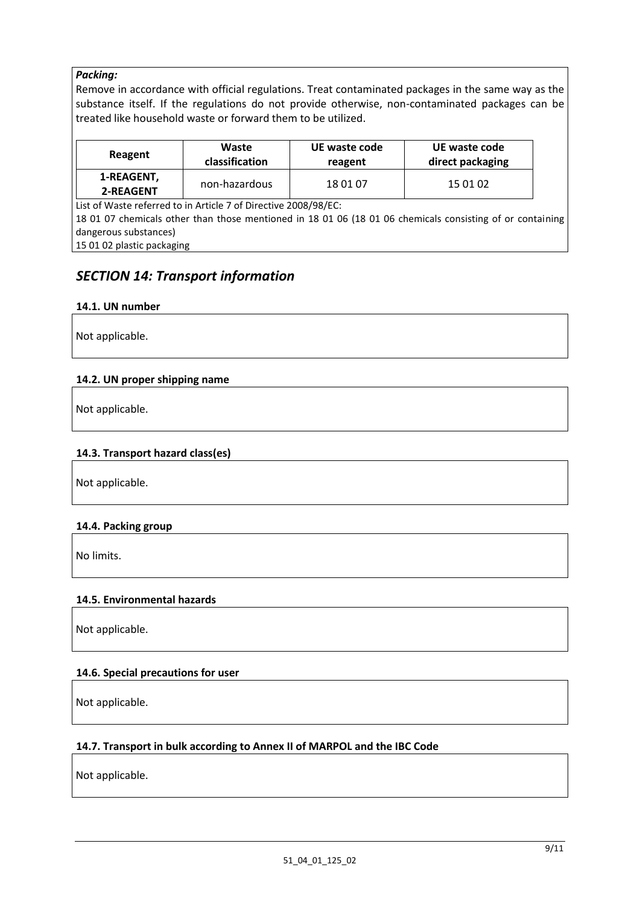***Packing:***

Remove in accordance with official regulations. Treat contaminated packages in the same way as the substance itself. If the regulations do not provide otherwise, non-contaminated packages can be treated like household waste or forward them to be utilized.

| Reagent | Waste classification | UE waste code reagent | UE waste code direct packaging |
|---|---|---|---|
| 1-REAGENT, 2-REAGENT | non-hazardous | 18 01 07 | 15 01 02 |

List of Waste referred to in Article 7 of Directive 2008/98/EC:

18 01 07 chemicals other than those mentioned in 18 01 06 (18 01 06 chemicals consisting of or containing dangerous substances)

15 01 02 plastic packaging

## *SECTION 14: Transport information*

### 14.1. UN number

Not applicable.

### 14.2. UN proper shipping name

Not applicable.

### 14.3. Transport hazard class(es)

Not applicable.

### 14.4. Packing group

No limits.

### 14.5. Environmental hazards

Not applicable.

### 14.6. Special precautions for user

Not applicable.

### 14.7. Transport in bulk according to Annex II of MARPOL and the IBC Code

Not applicable.

51_04_01_125_02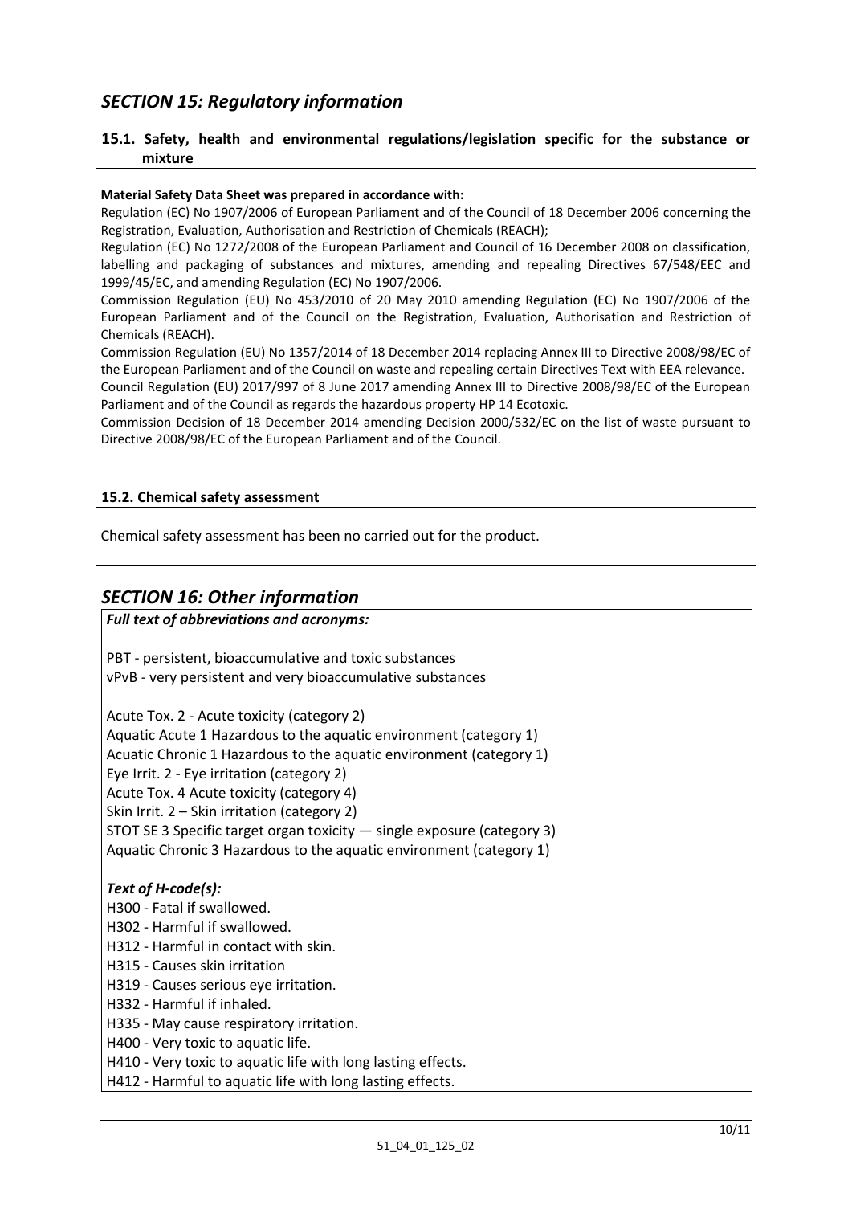## *SECTION 15: Regulatory information*

### 15.1. Safety, health and environmental regulations/legislation specific for the substance or mixture

**Material Safety Data Sheet was prepared in accordance with:**

Regulation (EC) No 1907/2006 of European Parliament and of the Council of 18 December 2006 concerning the Registration, Evaluation, Authorisation and Restriction of Chemicals (REACH);

Regulation (EC) No 1272/2008 of the European Parliament and Council of 16 December 2008 on classification, labelling and packaging of substances and mixtures, amending and repealing Directives 67/548/EEC and 1999/45/EC, and amending Regulation (EC) No 1907/2006.

Commission Regulation (EU) No 453/2010 of 20 May 2010 amending Regulation (EC) No 1907/2006 of the European Parliament and of the Council on the Registration, Evaluation, Authorisation and Restriction of Chemicals (REACH).

Commission Regulation (EU) No 1357/2014 of 18 December 2014 replacing Annex III to Directive 2008/98/EC of the European Parliament and of the Council on waste and repealing certain Directives Text with EEA relevance.

Council Regulation (EU) 2017/997 of 8 June 2017 amending Annex III to Directive 2008/98/EC of the European Parliament and of the Council as regards the hazardous property HP 14 Ecotoxic.

Commission Decision of 18 December 2014 amending Decision 2000/532/EC on the list of waste pursuant to Directive 2008/98/EC of the European Parliament and of the Council.

### 15.2. Chemical safety assessment

Chemical safety assessment has been no carried out for the product.

## *SECTION 16: Other information*

***Full text of abbreviations and acronyms:***

PBT - persistent, bioaccumulative and toxic substances
vPvB - very persistent and very bioaccumulative substances

Acute Tox. 2 - Acute toxicity (category 2)
Aquatic Acute 1 Hazardous to the aquatic environment (category 1)
Acuatic Chronic 1 Hazardous to the aquatic environment (category 1)
Eye Irrit. 2 - Eye irritation (category 2)
Acute Tox. 4 Acute toxicity (category 4)
Skin Irrit. 2 – Skin irritation (category 2)
STOT SE 3 Specific target organ toxicity — single exposure (category 3)
Aquatic Chronic 3 Hazardous to the aquatic environment (category 1)

***Text of H-code(s):***

H300 - Fatal if swallowed.
H302 - Harmful if swallowed.
H312 - Harmful in contact with skin.
H315 - Causes skin irritation
H319 - Causes serious eye irritation.
H332 - Harmful if inhaled.
H335 - May cause respiratory irritation.
H400 - Very toxic to aquatic life.
H410 - Very toxic to aquatic life with long lasting effects.
H412 - Harmful to aquatic life with long lasting effects.

51_04_01_125_02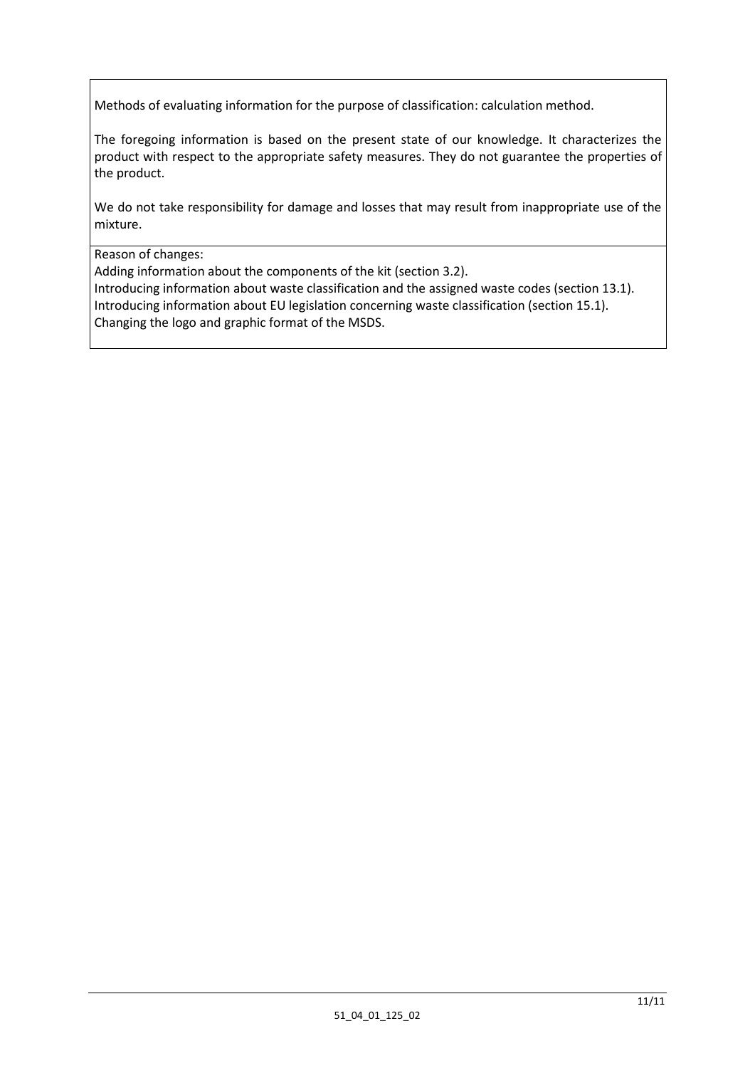Methods of evaluating information for the purpose of classification: calculation method.

The foregoing information is based on the present state of our knowledge. It characterizes the product with respect to the appropriate safety measures. They do not guarantee the properties of the product.

We do not take responsibility for damage and losses that may result from inappropriate use of the mixture.

Reason of changes:
Adding information about the components of the kit (section 3.2).
Introducing information about waste classification and the assigned waste codes (section 13.1).
Introducing information about EU legislation concerning waste classification (section 15.1).
Changing the logo and graphic format of the MSDS.